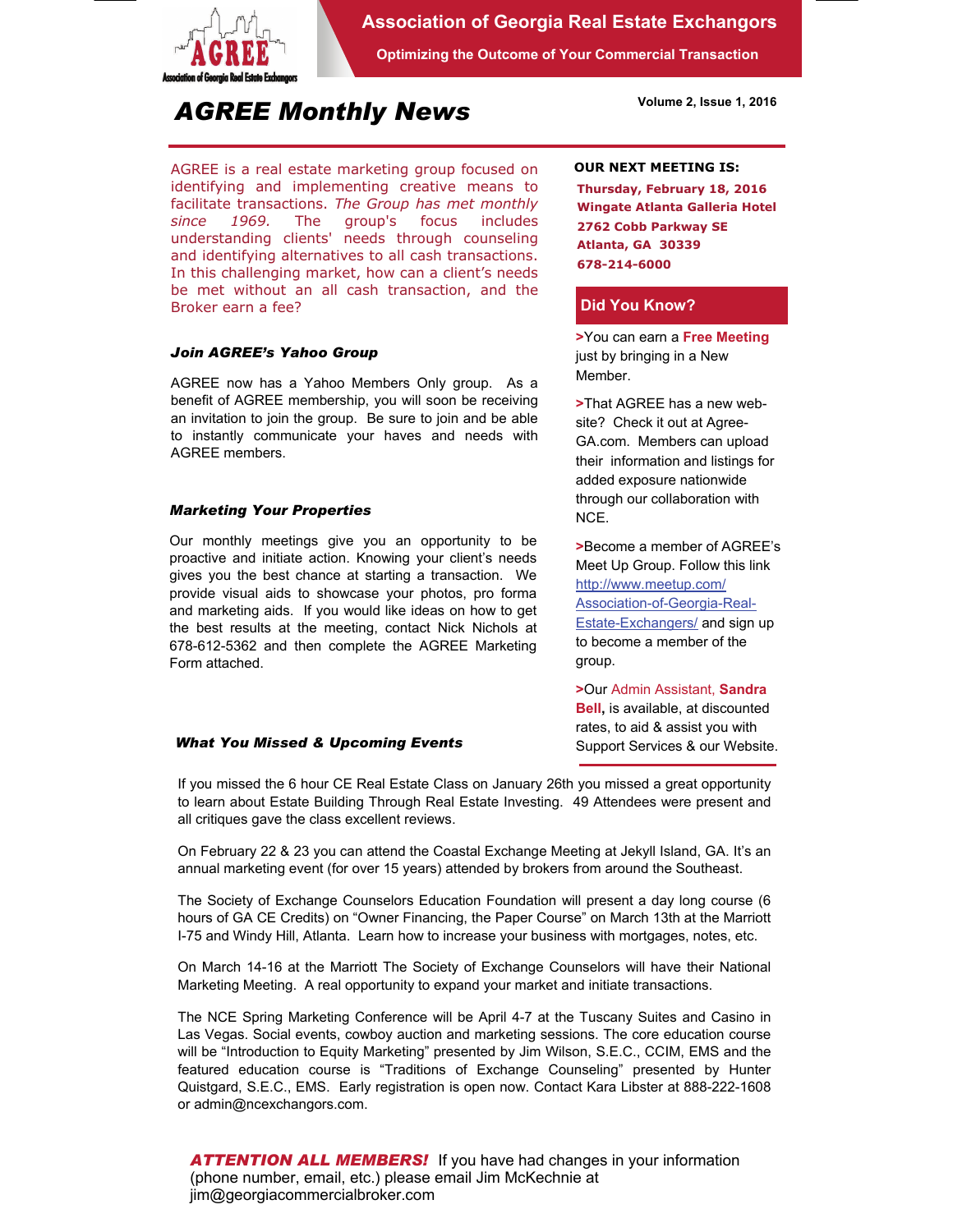# Association of Georgia Real Estate Exchangors

**Optimizing the Outcome of Your Commercial Transaction**

## AGREE Monthly News

**Volume 2, Issue 1, 2016**

AGREE is a real estate marketing group focused on identifying and implementing creative means to facilitate transactions. *The Group has met monthly since 1969.* The group's focus includes understanding clients' needs through counseling and identifying alternatives to all cash transactions. In this challenging market, how can a client's needs be met without an all cash transaction, and the Broker earn a fee?

### Join AGREE's Yahoo Group

AGREE now has a Yahoo Members Only group. As a benefit of AGREE membership, you will soon be receiving an invitation to join the group. Be sure to join and be able to instantly communicate your haves and needs with AGREE members.

### Marketing Your Properties

Our monthly meetings give you an opportunity to be proactive and initiate action. Knowing your client's needs gives you the best chance at starting a transaction. We provide visual aids to showcase your photos, pro forma and marketing aids. If you would like ideas on how to get the best results at the meeting, contact Nick Nichols at 678-612-5362 and then complete the AGREE Marketing Form attached.

### OUR NEXT MEETING IS:

**Thursday, February 18, 2016**
**Wingate Atlanta Galleria Hotel**
**2762 Cobb Parkway SE**
**Atlanta, GA 30339**
**678-214-6000**

### Did You Know?

>You can earn a **Free Meeting** just by bringing in a New Member.

>That AGREE has a new web-site? Check it out at Agree-GA.com. Members can upload their information and listings for added exposure nationwide through our collaboration with NCE.

>Become a member of AGREE's Meet Up Group. Follow this link http://www.meetup.com/Association-of-Georgia-Real-Estate-Exchangers/ and sign up to become a member of the group.

>Our Admin Assistant, **Sandra Bell,** is available, at discounted rates, to aid & assist you with Support Services & our Website.

### What You Missed & Upcoming Events

If you missed the 6 hour CE Real Estate Class on January 26th you missed a great opportunity to learn about Estate Building Through Real Estate Investing. 49 Attendees were present and all critiques gave the class excellent reviews.

On February 22 & 23 you can attend the Coastal Exchange Meeting at Jekyll Island, GA. It's an annual marketing event (for over 15 years) attended by brokers from around the Southeast.

The Society of Exchange Counselors Education Foundation will present a day long course (6 hours of GA CE Credits) on "Owner Financing, the Paper Course" on March 13th at the Marriott I-75 and Windy Hill, Atlanta. Learn how to increase your business with mortgages, notes, etc.

On March 14-16 at the Marriott The Society of Exchange Counselors will have their National Marketing Meeting. A real opportunity to expand your market and initiate transactions.

The NCE Spring Marketing Conference will be April 4-7 at the Tuscany Suites and Casino in Las Vegas. Social events, cowboy auction and marketing sessions. The core education course will be "Introduction to Equity Marketing" presented by Jim Wilson, S.E.C., CCIM, EMS and the featured education course is "Traditions of Exchange Counseling" presented by Hunter Quistgard, S.E.C., EMS. Early registration is open now. Contact Kara Libster at 888-222-1608 or admin@ncexchangors.com.

***ATTENTION ALL MEMBERS!*** If you have had changes in your information (phone number, email, etc.) please email Jim McKechnie at jim@georgiacommercialbroker.com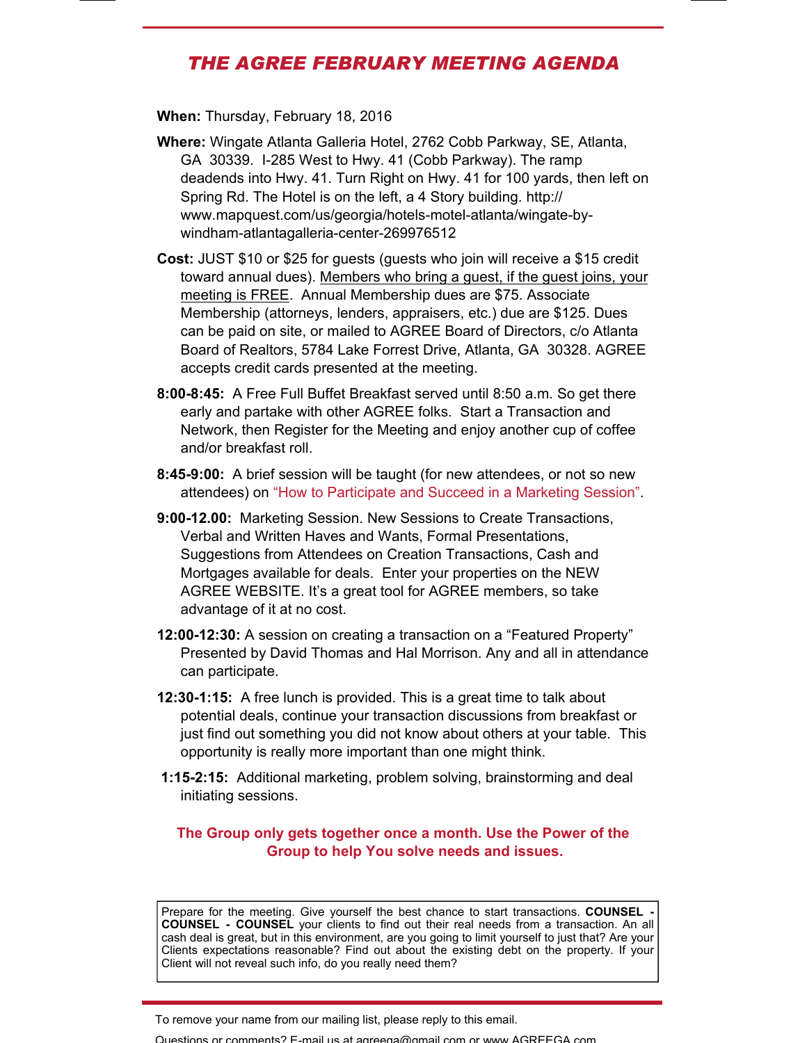## *THE AGREE FEBRUARY MEETING AGENDA*

**When:** Thursday, February 18, 2016

**Where:** Wingate Atlanta Galleria Hotel, 2762 Cobb Parkway, SE, Atlanta, GA 30339. I-285 West to Hwy. 41 (Cobb Parkway). The ramp deadends into Hwy. 41. Turn Right on Hwy. 41 for 100 yards, then left on Spring Rd. The Hotel is on the left, a 4 Story building. http://www.mapquest.com/us/georgia/hotels-motel-atlanta/wingate-by-windham-atlantagalleria-center-269976512

**Cost:** JUST $10 or $25 for guests (guests who join will receive a $15 credit toward annual dues). Members who bring a guest, if the guest joins, your meeting is FREE. Annual Membership dues are $75. Associate Membership (attorneys, lenders, appraisers, etc.) due are $125. Dues can be paid on site, or mailed to AGREE Board of Directors, c/o Atlanta Board of Realtors, 5784 Lake Forrest Drive, Atlanta, GA 30328. AGREE accepts credit cards presented at the meeting.

**8:00-8:45:** A Free Full Buffet Breakfast served until 8:50 a.m. So get there early and partake with other AGREE folks. Start a Transaction and Network, then Register for the Meeting and enjoy another cup of coffee and/or breakfast roll.

**8:45-9:00:** A brief session will be taught (for new attendees, or not so new attendees) on "How to Participate and Succeed in a Marketing Session".

**9:00-12.00:** Marketing Session. New Sessions to Create Transactions, Verbal and Written Haves and Wants, Formal Presentations, Suggestions from Attendees on Creation Transactions, Cash and Mortgages available for deals. Enter your properties on the NEW AGREE WEBSITE. It's a great tool for AGREE members, so take advantage of it at no cost.

**12:00-12:30:** A session on creating a transaction on a "Featured Property" Presented by David Thomas and Hal Morrison. Any and all in attendance can participate.

**12:30-1:15:** A free lunch is provided. This is a great time to talk about potential deals, continue your transaction discussions from breakfast or just find out something you did not know about others at your table. This opportunity is really more important than one might think.

**1:15-2:15:** Additional marketing, problem solving, brainstorming and deal initiating sessions.

**The Group only gets together once a month. Use the Power of the Group to help You solve needs and issues.**

Prepare for the meeting. Give yourself the best chance to start transactions. **COUNSEL - COUNSEL - COUNSEL** your clients to find out their real needs from a transaction. An all cash deal is great, but in this environment, are you going to limit yourself to just that? Are your Clients expectations reasonable? Find out about the existing debt on the property. If your Client will not reveal such info, do you really need them?

To remove your name from our mailing list, please reply to this email.

Questions or comments? E-mail us at agreega@gmail.com or www.AGREEGA.com